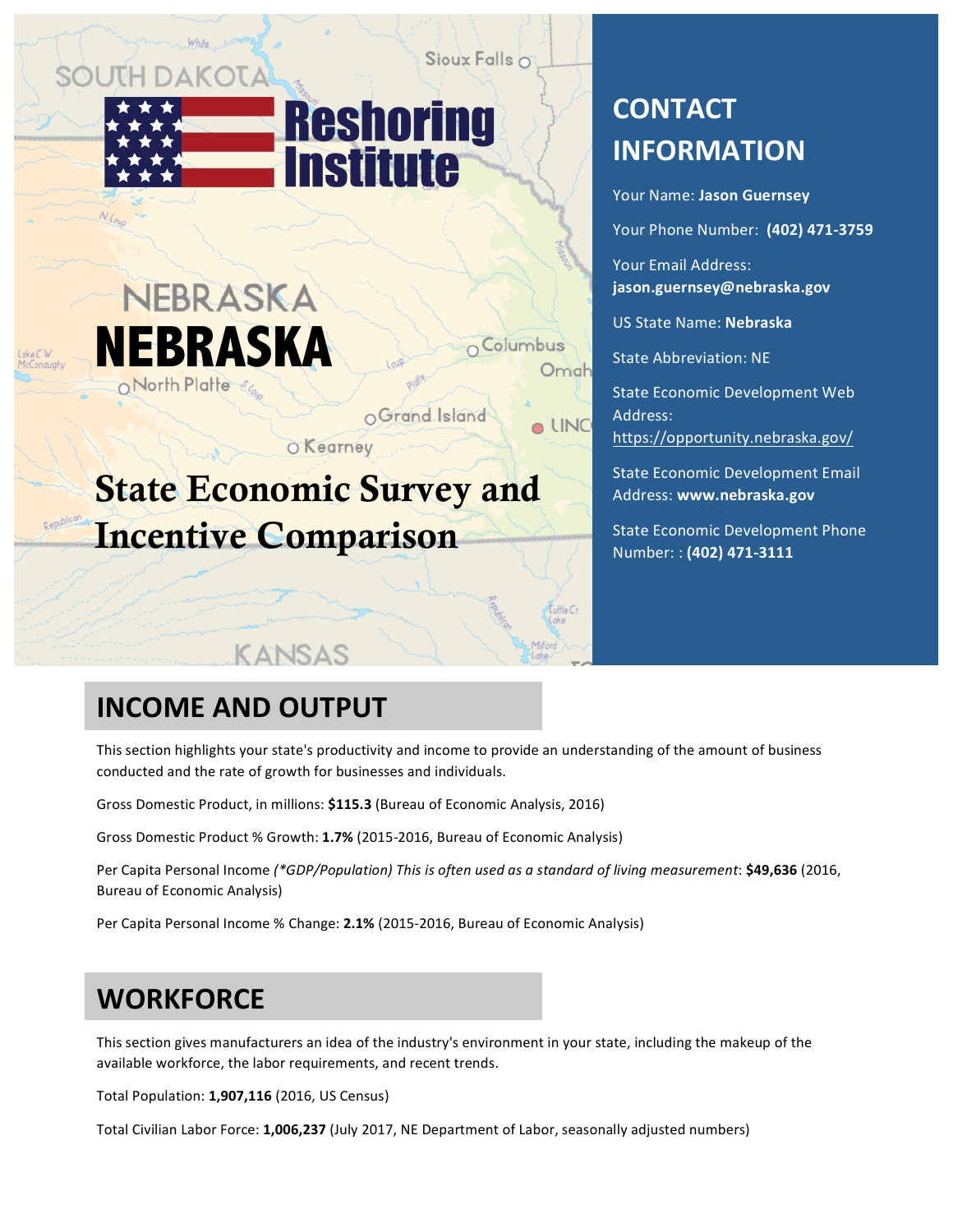# Reshoring Institute

# NEBRASKA

## State Economic Survey and Incentive Comparison

## CONTACT INFORMATION

Your Name: **Jason Guernsey**

Your Phone Number: **(402) 471-3759**

Your Email Address: **jason.guernsey@nebraska.gov**

US State Name: **Nebraska**

State Abbreviation: NE

State Economic Development Web Address: https://opportunity.nebraska.gov/

State Economic Development Email Address: **www.nebraska.gov**

State Economic Development Phone Number: : **(402) 471-3111**

## INCOME AND OUTPUT

This section highlights your state's productivity and income to provide an understanding of the amount of business conducted and the rate of growth for businesses and individuals.

Gross Domestic Product, in millions: **$115.3** (Bureau of Economic Analysis, 2016)

Gross Domestic Product % Growth: **1.7%** (2015-2016, Bureau of Economic Analysis)

Per Capita Personal Income *(*GDP/Population) This is often used as a standard of living measurement*: **$49,636** (2016, Bureau of Economic Analysis)

Per Capita Personal Income % Change: **2.1%** (2015-2016, Bureau of Economic Analysis)

## WORKFORCE

This section gives manufacturers an idea of the industry's environment in your state, including the makeup of the available workforce, the labor requirements, and recent trends.

Total Population: **1,907,116** (2016, US Census)

Total Civilian Labor Force: **1,006,237** (July 2017, NE Department of Labor, seasonally adjusted numbers)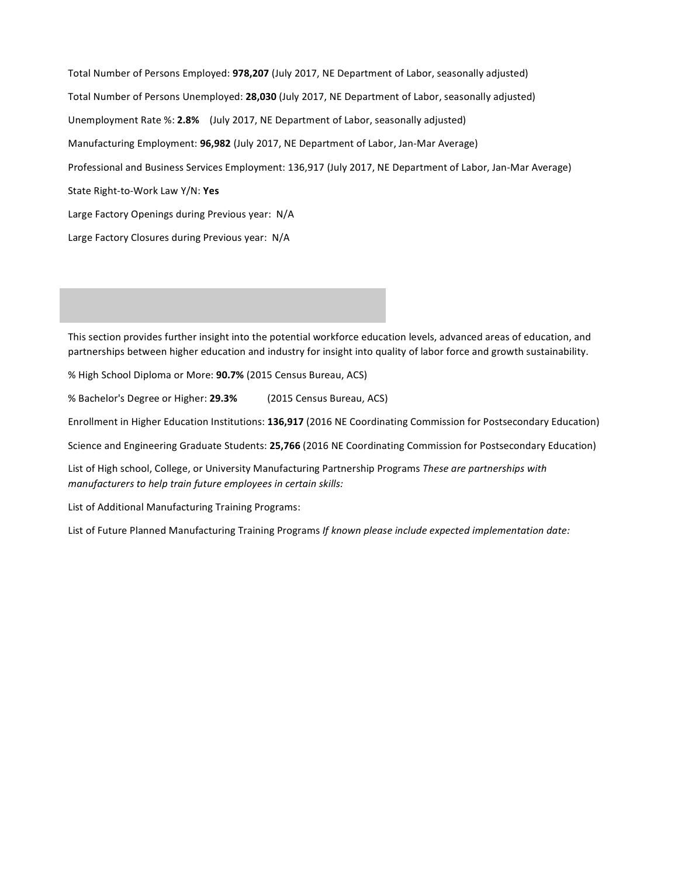Total Number of Persons Employed: **978,207** (July 2017, NE Department of Labor, seasonally adjusted)

Total Number of Persons Unemployed: **28,030** (July 2017, NE Department of Labor, seasonally adjusted)

Unemployment Rate %: **2.8%** (July 2017, NE Department of Labor, seasonally adjusted)

Manufacturing Employment: **96,982** (July 2017, NE Department of Labor, Jan-Mar Average)

Professional and Business Services Employment: 136,917 (July 2017, NE Department of Labor, Jan-Mar Average)

State Right-to-Work Law Y/N: **Yes**

Large Factory Openings during Previous year: N/A

Large Factory Closures during Previous year: N/A

This section provides further insight into the potential workforce education levels, advanced areas of education, and partnerships between higher education and industry for insight into quality of labor force and growth sustainability.

% High School Diploma or More: **90.7%** (2015 Census Bureau, ACS)

% Bachelor's Degree or Higher: **29.3%** (2015 Census Bureau, ACS)

Enrollment in Higher Education Institutions: **136,917** (2016 NE Coordinating Commission for Postsecondary Education)

Science and Engineering Graduate Students: **25,766** (2016 NE Coordinating Commission for Postsecondary Education)

List of High school, College, or University Manufacturing Partnership Programs *These are partnerships with manufacturers to help train future employees in certain skills:*

List of Additional Manufacturing Training Programs:

List of Future Planned Manufacturing Training Programs *If known please include expected implementation date:*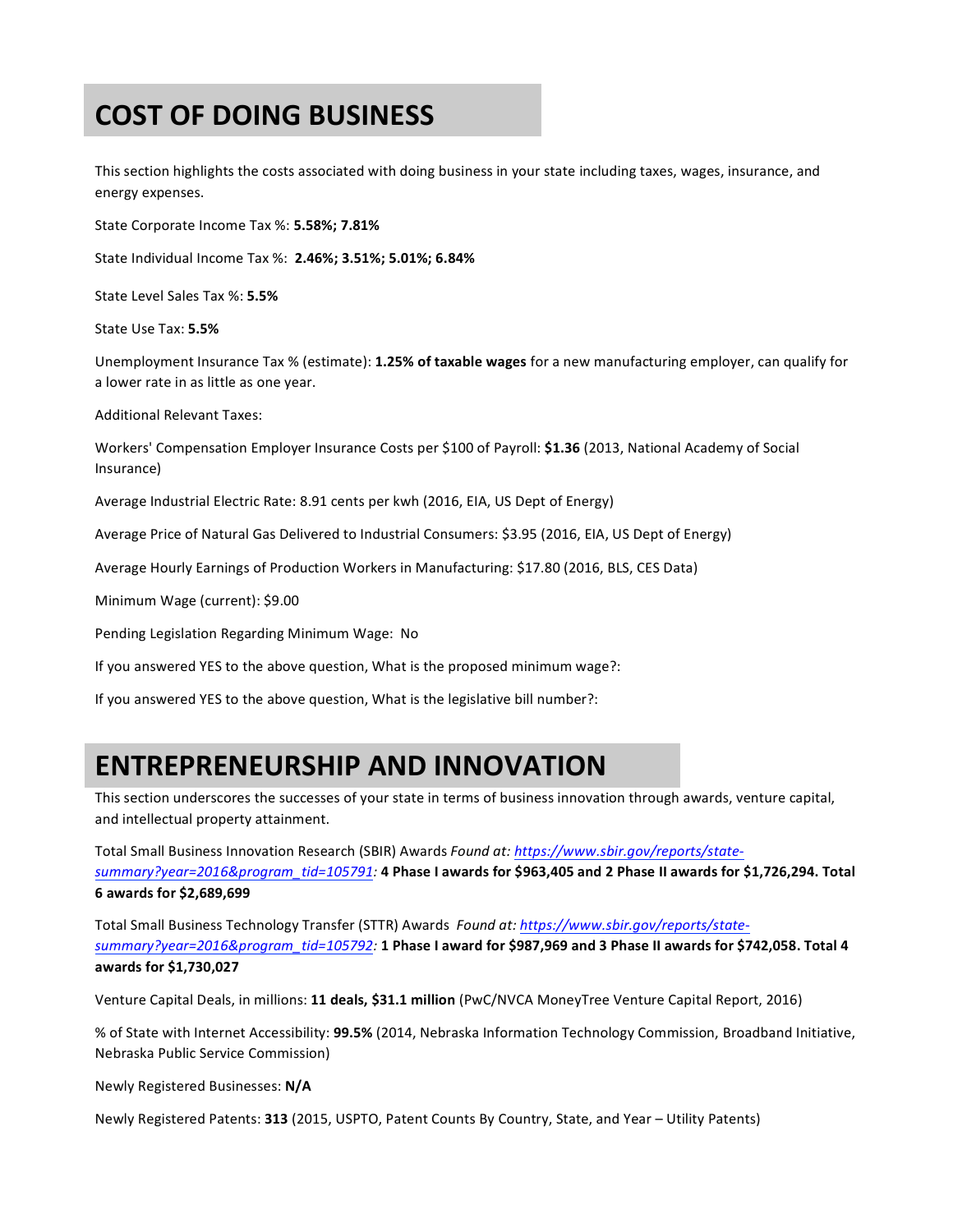# COST OF DOING BUSINESS

This section highlights the costs associated with doing business in your state including taxes, wages, insurance, and energy expenses.

State Corporate Income Tax %: **5.58%; 7.81%**

State Individual Income Tax %: **2.46%; 3.51%; 5.01%; 6.84%**

State Level Sales Tax %: **5.5%**

State Use Tax: **5.5%**

Unemployment Insurance Tax % (estimate): **1.25% of taxable wages** for a new manufacturing employer, can qualify for a lower rate in as little as one year.

Additional Relevant Taxes:

Workers' Compensation Employer Insurance Costs per $100 of Payroll: **$1.36** (2013, National Academy of Social Insurance)

Average Industrial Electric Rate: 8.91 cents per kwh (2016, EIA, US Dept of Energy)

Average Price of Natural Gas Delivered to Industrial Consumers: $3.95 (2016, EIA, US Dept of Energy)

Average Hourly Earnings of Production Workers in Manufacturing: $17.80 (2016, BLS, CES Data)

Minimum Wage (current): $9.00

Pending Legislation Regarding Minimum Wage: No

If you answered YES to the above question, What is the proposed minimum wage?:

If you answered YES to the above question, What is the legislative bill number?:

# ENTREPRENEURSHIP AND INNOVATION

This section underscores the successes of your state in terms of business innovation through awards, venture capital, and intellectual property attainment.

Total Small Business Innovation Research (SBIR) Awards *Found at: https://www.sbir.gov/reports/state-summary?year=2016&program_tid=105791:* **4 Phase I awards for $963,405 and 2 Phase II awards for $1,726,294. Total 6 awards for $2,689,699**

Total Small Business Technology Transfer (STTR) Awards *Found at: https://www.sbir.gov/reports/state-summary?year=2016&program_tid=105792:* **1 Phase I award for $987,969 and 3 Phase II awards for $742,058. Total 4 awards for $1,730,027**

Venture Capital Deals, in millions: **11 deals, $31.1 million** (PwC/NVCA MoneyTree Venture Capital Report, 2016)

% of State with Internet Accessibility: **99.5%** (2014, Nebraska Information Technology Commission, Broadband Initiative, Nebraska Public Service Commission)

Newly Registered Businesses: **N/A**

Newly Registered Patents: **313** (2015, USPTO, Patent Counts By Country, State, and Year – Utility Patents)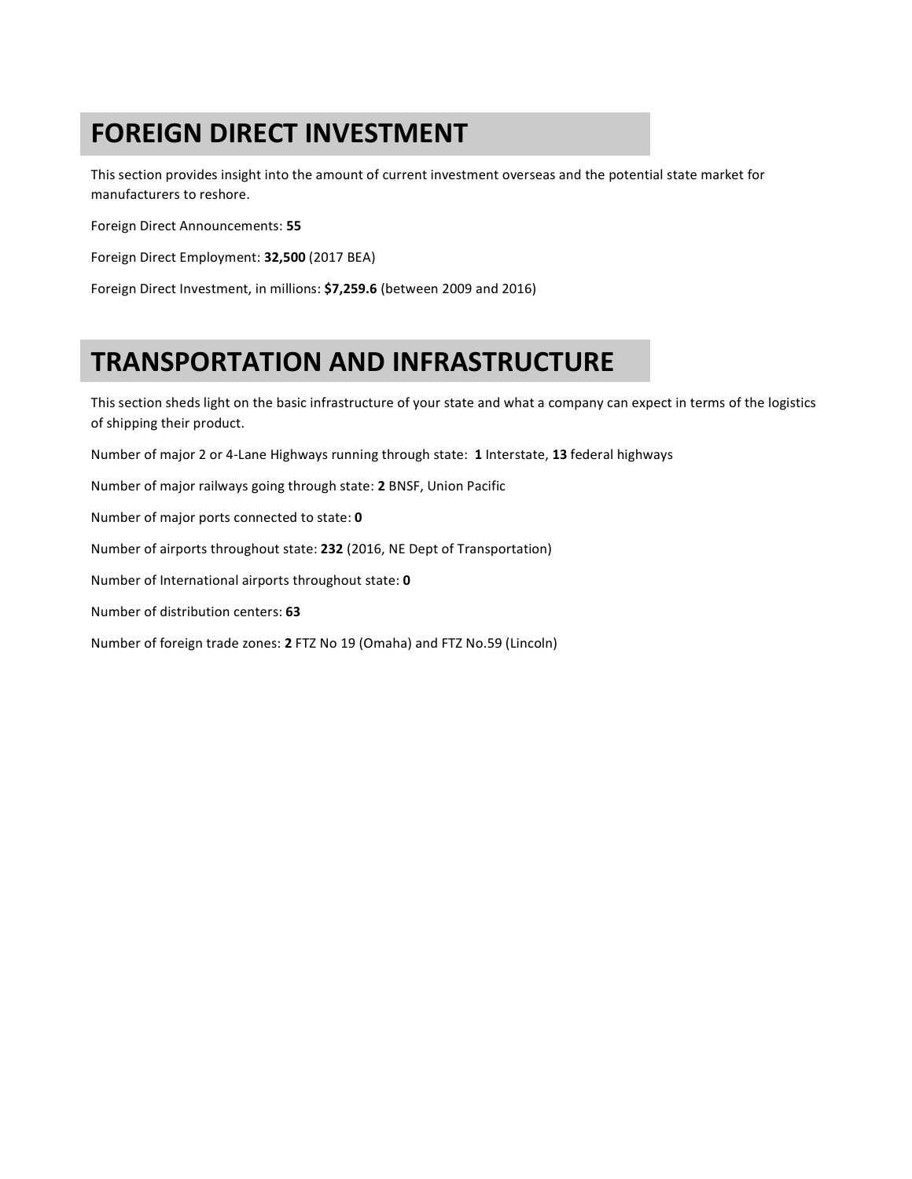# FOREIGN DIRECT INVESTMENT

This section provides insight into the amount of current investment overseas and the potential state market for manufacturers to reshore.

Foreign Direct Announcements: **55**

Foreign Direct Employment: **32,500** (2017 BEA)

Foreign Direct Investment, in millions: **$7,259.6** (between 2009 and 2016)

# TRANSPORTATION AND INFRASTRUCTURE

This section sheds light on the basic infrastructure of your state and what a company can expect in terms of the logistics of shipping their product.

Number of major 2 or 4-Lane Highways running through state: **1** Interstate, **13** federal highways

Number of major railways going through state: **2** BNSF, Union Pacific

Number of major ports connected to state: **0**

Number of airports throughout state: **232** (2016, NE Dept of Transportation)

Number of International airports throughout state: **0**

Number of distribution centers: **63**

Number of foreign trade zones: **2** FTZ No 19 (Omaha) and FTZ No.59 (Lincoln)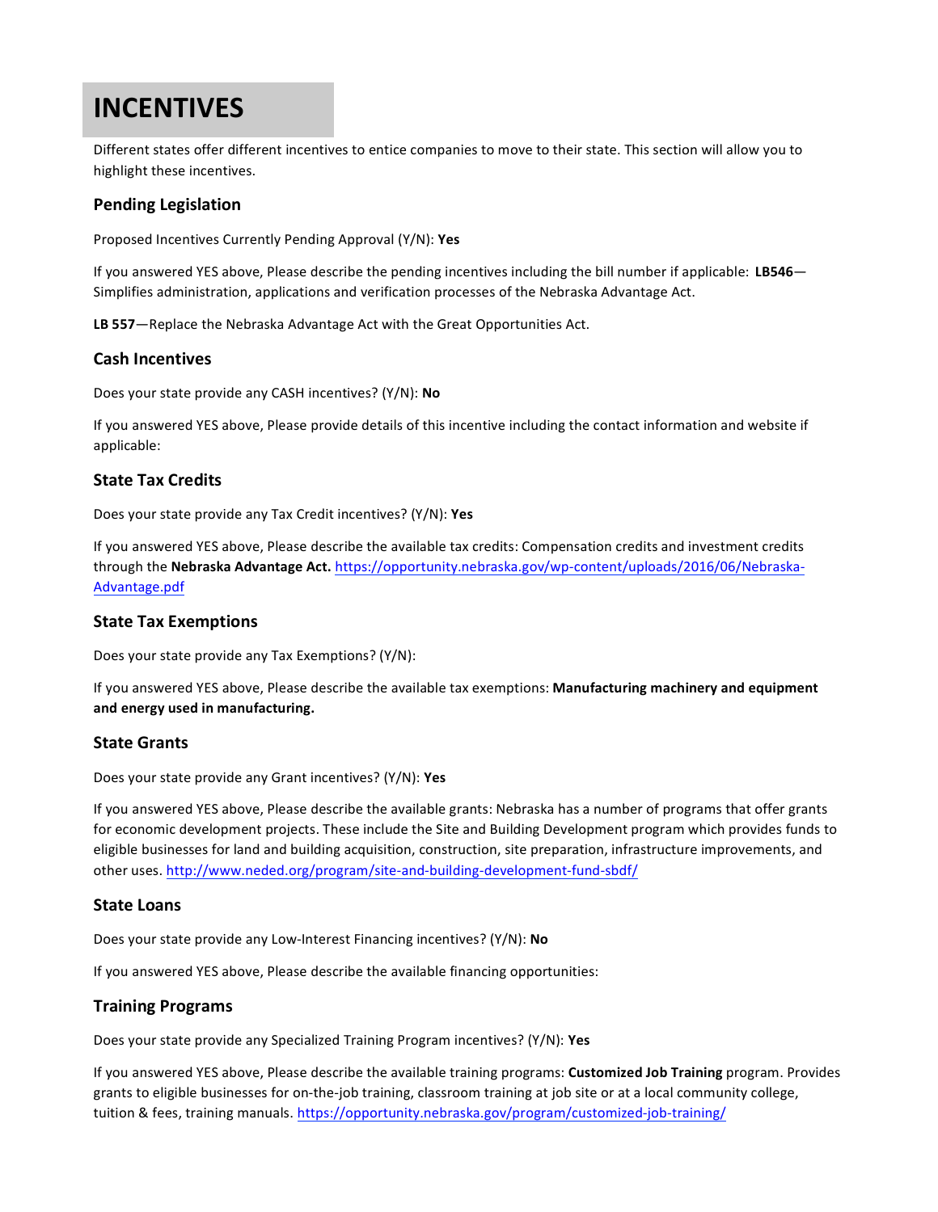# INCENTIVES

Different states offer different incentives to entice companies to move to their state. This section will allow you to highlight these incentives.

### Pending Legislation

Proposed Incentives Currently Pending Approval (Y/N): **Yes**

If you answered YES above, Please describe the pending incentives including the bill number if applicable: **LB546**—Simplifies administration, applications and verification processes of the Nebraska Advantage Act.

**LB 557**—Replace the Nebraska Advantage Act with the Great Opportunities Act.

### Cash Incentives

Does your state provide any CASH incentives? (Y/N): **No**

If you answered YES above, Please provide details of this incentive including the contact information and website if applicable:

### State Tax Credits

Does your state provide any Tax Credit incentives? (Y/N): **Yes**

If you answered YES above, Please describe the available tax credits: Compensation credits and investment credits through the **Nebraska Advantage Act.** https://opportunity.nebraska.gov/wp-content/uploads/2016/06/Nebraska-Advantage.pdf

### State Tax Exemptions

Does your state provide any Tax Exemptions? (Y/N):

If you answered YES above, Please describe the available tax exemptions: **Manufacturing machinery and equipment and energy used in manufacturing.**

### State Grants

Does your state provide any Grant incentives? (Y/N): **Yes**

If you answered YES above, Please describe the available grants: Nebraska has a number of programs that offer grants for economic development projects. These include the Site and Building Development program which provides funds to eligible businesses for land and building acquisition, construction, site preparation, infrastructure improvements, and other uses. http://www.neded.org/program/site-and-building-development-fund-sbdf/

### State Loans

Does your state provide any Low-Interest Financing incentives? (Y/N): **No**

If you answered YES above, Please describe the available financing opportunities:

### Training Programs

Does your state provide any Specialized Training Program incentives? (Y/N): **Yes**

If you answered YES above, Please describe the available training programs: **Customized Job Training** program. Provides grants to eligible businesses for on-the-job training, classroom training at job site or at a local community college, tuition & fees, training manuals. https://opportunity.nebraska.gov/program/customized-job-training/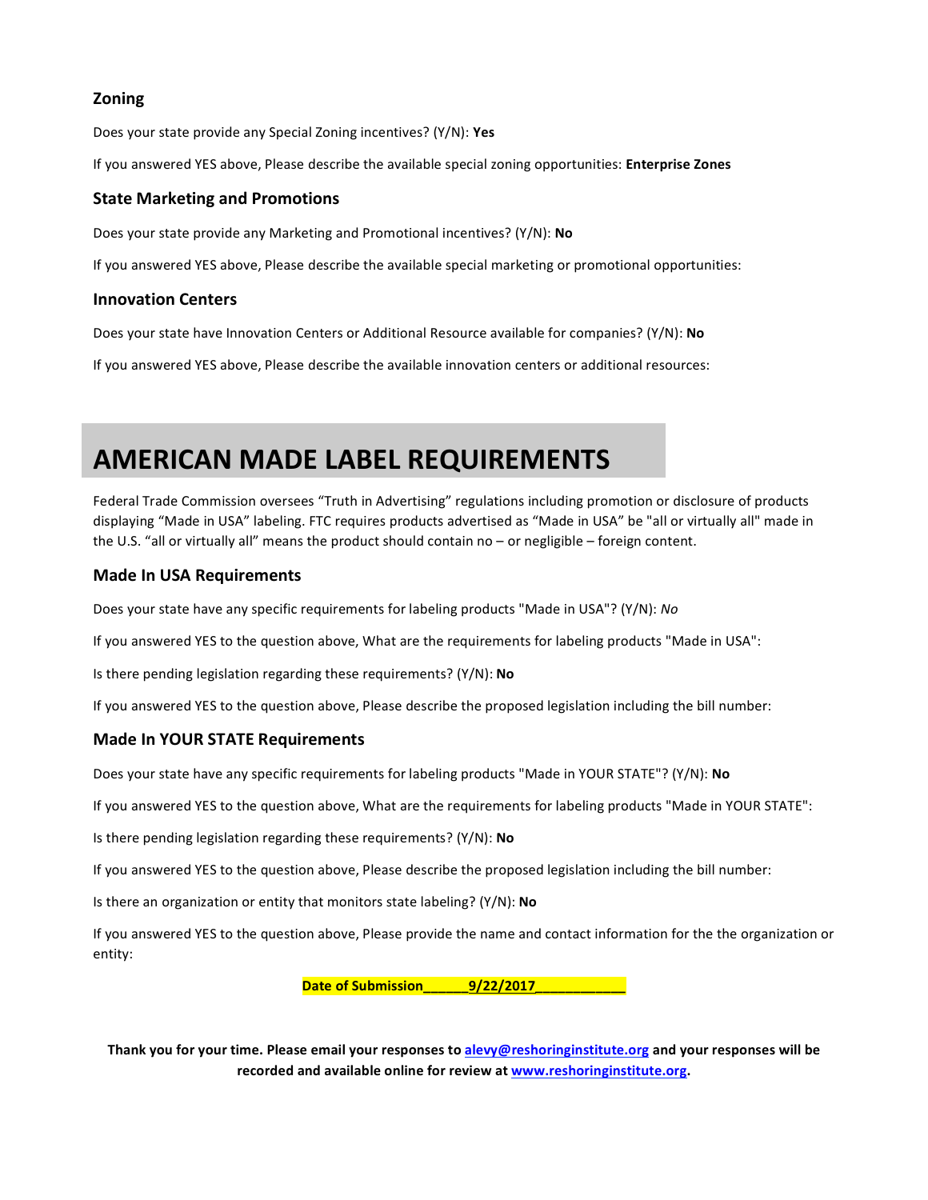### Zoning

Does your state provide any Special Zoning incentives? (Y/N): **Yes**

If you answered YES above, Please describe the available special zoning opportunities: **Enterprise Zones**

### State Marketing and Promotions

Does your state provide any Marketing and Promotional incentives? (Y/N): **No**

If you answered YES above, Please describe the available special marketing or promotional opportunities:

### Innovation Centers

Does your state have Innovation Centers or Additional Resource available for companies? (Y/N): **No**

If you answered YES above, Please describe the available innovation centers or additional resources:

# AMERICAN MADE LABEL REQUIREMENTS

Federal Trade Commission oversees "Truth in Advertising" regulations including promotion or disclosure of products displaying "Made in USA" labeling. FTC requires products advertised as "Made in USA" be "all or virtually all" made in the U.S. "all or virtually all" means the product should contain no – or negligible – foreign content.

### Made In USA Requirements

Does your state have any specific requirements for labeling products "Made in USA"? (Y/N): *No*

If you answered YES to the question above, What are the requirements for labeling products "Made in USA":

Is there pending legislation regarding these requirements? (Y/N): **No**

If you answered YES to the question above, Please describe the proposed legislation including the bill number:

### Made In YOUR STATE Requirements

Does your state have any specific requirements for labeling products "Made in YOUR STATE"? (Y/N): **No**

If you answered YES to the question above, What are the requirements for labeling products "Made in YOUR STATE":

Is there pending legislation regarding these requirements? (Y/N): **No**

If you answered YES to the question above, Please describe the proposed legislation including the bill number:

Is there an organization or entity that monitors state labeling? (Y/N): **No**

If you answered YES to the question above, Please provide the name and contact information for the the organization or entity:

**Date of Submission______9/22/2017___________**

**Thank you for your time. Please email your responses to alevy@reshoringinstitute.org and your responses will be recorded and available online for review at www.reshoringinstitute.org.**